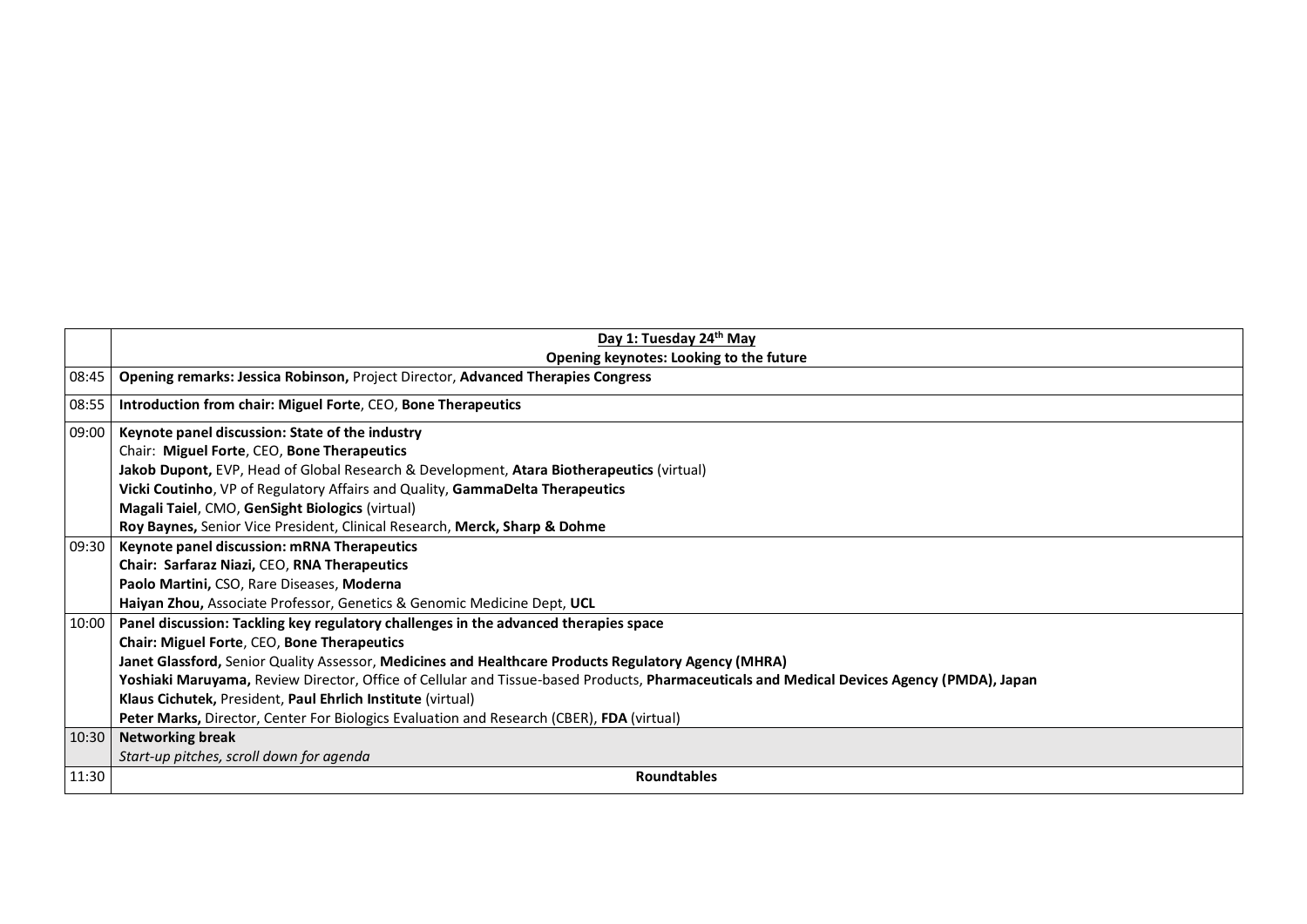| | **Day 1: Tuesday 24th May**<br>**Opening keynotes: Looking to the future** |
|---|---|
| 08:45 | **Opening remarks: Jessica Robinson,** Project Director, **Advanced Therapies Congress** |
| 08:55 | **Introduction from chair: Miguel Forte**, CEO, **Bone Therapeutics** |
| 09:00 | **Keynote panel discussion: State of the industry**<br>Chair: **Miguel Forte**, CEO, **Bone Therapeutics**<br>**Jakob Dupont,** EVP, Head of Global Research & Development, **Atara Biotherapeutics** (virtual)<br>**Vicki Coutinho**, VP of Regulatory Affairs and Quality, **GammaDelta Therapeutics**<br>**Magali Taiel**, CMO, **GenSight Biologics** (virtual)<br>**Roy Baynes,** Senior Vice President, Clinical Research, **Merck, Sharp & Dohme** |
| 09:30 | **Keynote panel discussion: mRNA Therapeutics**<br>**Chair: Sarfaraz Niazi,** CEO, **RNA Therapeutics**<br>**Paolo Martini,** CSO, Rare Diseases, **Moderna**<br>**Haiyan Zhou,** Associate Professor, Genetics & Genomic Medicine Dept, **UCL** |
| 10:00 | **Panel discussion: Tackling key regulatory challenges in the advanced therapies space**<br>**Chair: Miguel Forte**, CEO, **Bone Therapeutics**<br>**Janet Glassford,** Senior Quality Assessor, **Medicines and Healthcare Products Regulatory Agency (MHRA)**<br>**Yoshiaki Maruyama,** Review Director, Office of Cellular and Tissue-based Products, **Pharmaceuticals and Medical Devices Agency (PMDA), Japan**<br>**Klaus Cichutek,** President, **Paul Ehrlich Institute** (virtual)<br>**Peter Marks,** Director, Center For Biologics Evaluation and Research (CBER), **FDA** (virtual) |
| 10:30 | **Networking break**<br>*Start-up pitches, scroll down for agenda* |
| 11:30 | **Roundtables** |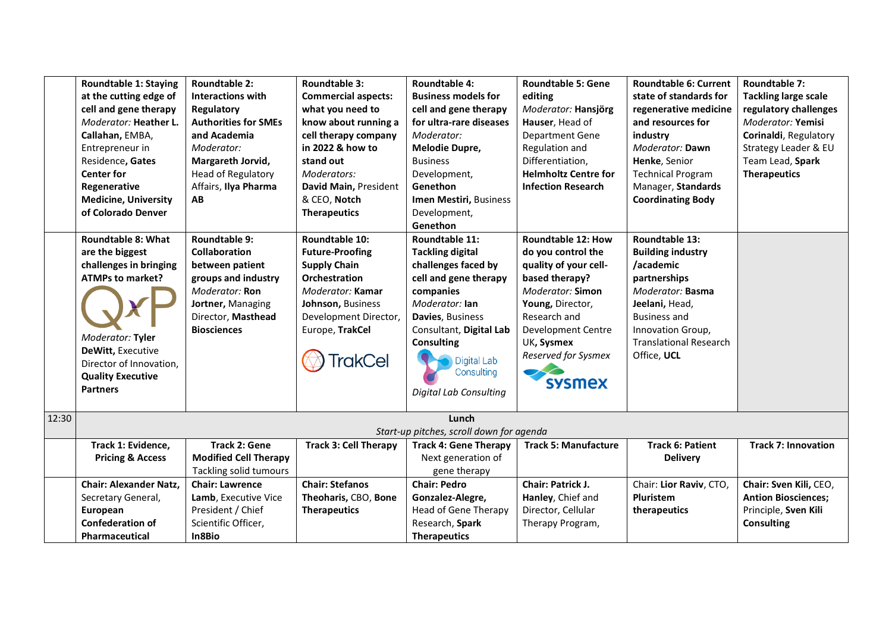| | | | | | | | |
|---|---|---|---|---|---|---|---|
| | **Roundtable 1: Staying at the cutting edge of cell and gene therapy** *Moderator:* **Heather L. Callahan,** EMBA, Entrepreneur in Residence**, Gates Center for Regenerative Medicine, University of Colorado Denver** | **Roundtable 2: Interactions with Regulatory Authorities for SMEs and Academia** *Moderator:* **Margareth Jorvid,** Head of Regulatory Affairs, **Ilya Pharma AB** | **Roundtable 3: Commercial aspects: what you need to know about running a cell therapy company in 2022 & how to stand out** *Moderators:* **David Main,** President & CEO, **Notch Therapeutics** | **Roundtable 4: Business models for cell and gene therapy for ultra-rare diseases** *Moderator:* **Melodie Dupre,** Business Development, **Genethon** **Imen Mestiri,** Business Development, **Genethon** | **Roundtable 5: Gene editing** *Moderator:* **Hansjörg Hauser**, Head of Department Gene Regulation and Differentiation, **Helmholtz Centre for Infection Research** | **Roundtable 6: Current state of standards for regenerative medicine and resources for industry** *Moderator:* **Dawn Henke**, Senior Technical Program Manager, **Standards Coordinating Body** | **Roundtable 7: Tackling large scale regulatory challenges** *Moderator:* **Yemisi Corinaldi**, Regulatory Strategy Leader & EU Team Lead, **Spark Therapeutics** |
| | **Roundtable 8: What are the biggest challenges in bringing ATMPs to market?** *Moderator:* **Tyler DeWitt,** Executive Director of Innovation, **Quality Executive Partners** | **Roundtable 9: Collaboration between patient groups and industry** *Moderator:* **Ron Jortner,** Managing Director, **Masthead Biosciences** | **Roundtable 10: Future-Proofing Supply Chain Orchestration** *Moderator:* **Kamar Johnson,** Business Development Director, Europe, **TrakCel** | **Roundtable 11: Tackling digital challenges faced by cell and gene therapy companies** *Moderator:* **Ian Davies**, Business Consultant, **Digital Lab Consulting** *Digital Lab Consulting* | **Roundtable 12: How do you control the quality of your cell-based therapy?** *Moderator:* **Simon Young,** Director, Research and Development Centre UK, **Sysmex** *Reserved for Sysmex* | **Roundtable 13: Building industry /academic partnerships** *Moderator:* **Basma Jeelani,** Head, Business and Innovation Group, Translational Research Office, **UCL** | |
| 12:30 | **Lunch** *Start-up pitches, scroll down for agenda* | | | | | | |
| | **Track 1: Evidence, Pricing & Access** | **Track 2: Gene Modified Cell Therapy** Tackling solid tumours | **Track 3: Cell Therapy** | **Track 4: Gene Therapy** Next generation of gene therapy | **Track 5: Manufacture** | **Track 6: Patient Delivery** | **Track 7: Innovation** |
| | **Chair: Alexander Natz,** Secretary General, **European Confederation of Pharmaceutical** | **Chair: Lawrence Lamb**, Executive Vice President / Chief Scientific Officer, **In8Bio** | **Chair: Stefanos Theoharis,** CBO, **Bone Therapeutics** | **Chair: Pedro Gonzalez-Alegre,** Head of Gene Therapy Research, **Spark Therapeutics** | **Chair: Patrick J. Hanley**, Chief and Director, Cellular Therapy Program, | Chair: **Lior Raviv**, CTO, **Pluristem therapeutics** | **Chair: Sven Kili,** CEO, **Antion Biosciences;** Principle, **Sven Kili Consulting** |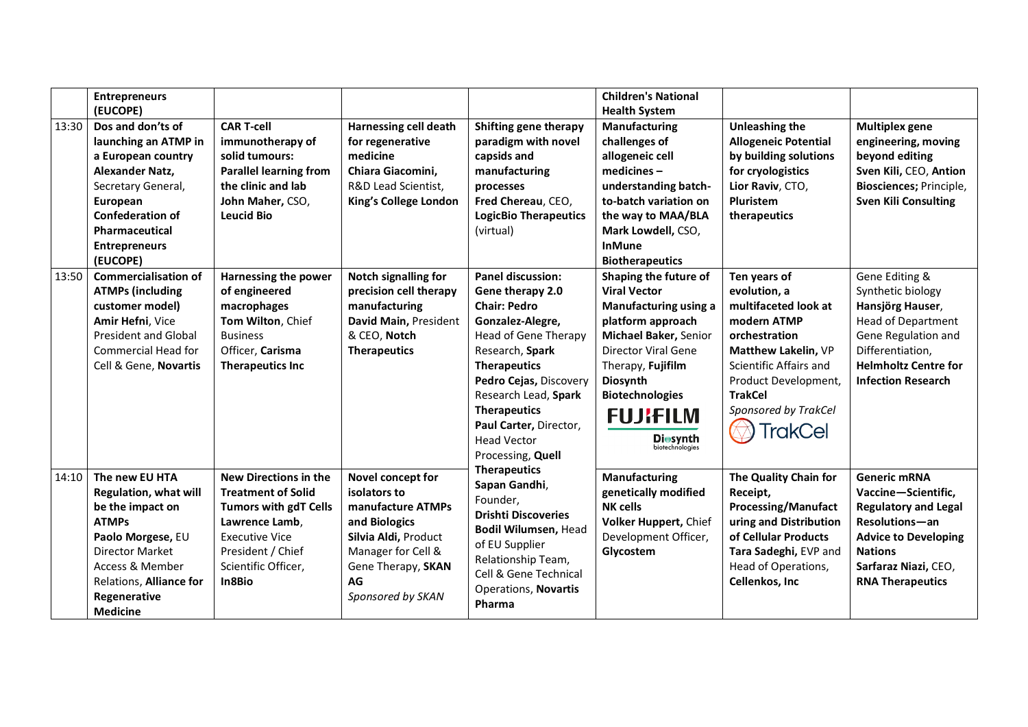| | | | | | | | |
|---|---|---|---|---|---|---|---|
| | **Entrepreneurs (EUCOPE)** | | | | **Children's National Health System** | | |
| 13:30 | **Dos and don'ts of launching an ATMP in a European country** **Alexander Natz,** Secretary General, **European Confederation of Pharmaceutical Entrepreneurs (EUCOPE)** | **CAR T-cell immunotherapy of solid tumours: Parallel learning from the clinic and lab** **John Maher,** CSO, **Leucid Bio** | **Harnessing cell death for regenerative medicine** **Chiara Giacomini,** R&D Lead Scientist, **King's College London** | **Shifting gene therapy paradigm with novel capsids and manufacturing processes** **Fred Chereau**, CEO, **LogicBio Therapeutics** (virtual) | **Manufacturing challenges of allogeneic cell medicines – understanding batch-to-batch variation on the way to MAA/BLA** **Mark Lowdell,** CSO, **InMune Biotherapeutics** | **Unleashing the Allogeneic Potential by building solutions for cryologistics** **Lior Raviv**, CTO, **Pluristem therapeutics** | **Multiplex gene engineering, moving beyond editing** **Sven Kili**, CEO, **Antion Biosciences;** Principle, **Sven Kili Consulting** |
| 13:50 | **Commercialisation of ATMPs (including customer model)** **Amir Hefni**, Vice President and Global Commercial Head for Cell & Gene, **Novartis** | **Harnessing the power of engineered macrophages** **Tom Wilton**, Chief Business Officer, **Carisma Therapeutics Inc** | **Notch signalling for precision cell therapy manufacturing** **David Main,** President & CEO, **Notch Therapeutics** | **Panel discussion: Gene therapy 2.0** **Chair: Pedro Gonzalez-Alegre,** Head of Gene Therapy Research, **Spark Therapeutics** **Pedro Cejas,** Discovery Research Lead, **Spark Therapeutics** **Paul Carter,** Director, Head Vector Processing, **Quell Therapeutics** **Sapan Gandhi**, Founder, **Drishti Discoveries** **Bodil Wilumsen,** Head of EU Supplier Relationship Team, Cell & Gene Technical Operations, **Novartis Pharma** | **Shaping the future of Viral Vector Manufacturing using a platform approach** **Michael Baker,** Senior Director Viral Gene Therapy, **Fujifilm Diosynth Biotechnologies** FUJIFILM Diosynth biotechnologies | **Ten years of evolution, a multifaceted look at modern ATMP orchestration** **Matthew Lakelin,** VP Scientific Affairs and Product Development, **TrakCel** *Sponsored by TrakCel* TrakCel | Gene Editing & Synthetic biology **Hansjörg Hauser**, Head of Department Gene Regulation and Differentiation, **Helmholtz Centre for Infection Research** |
| 14:10 | **The new EU HTA Regulation, what will be the impact on ATMPs** **Paolo Morgese,** EU Director Market Access & Member Relations, **Alliance for Regenerative Medicine** | **New Directions in the Treatment of Solid Tumors with gdT Cells** **Lawrence Lamb**, Executive Vice President / Chief Scientific Officer, **In8Bio** | **Novel concept for isolators to manufacture ATMPs and Biologics** **Silvia Aldi,** Product Manager for Cell & Gene Therapy, **SKAN AG** *Sponsored by SKAN* | | **Manufacturing genetically modified NK cells** **Volker Huppert,** Chief Development Officer, **Glycostem** | **The Quality Chain for Receipt, Processing/Manufacturing and Distribution of Cellular Products** **Tara Sadeghi,** EVP and Head of Operations, **Cellenkos, Inc** | **Generic mRNA Vaccine—Scientific, Regulatory and Legal Resolutions—an Advice to Developing Nations** **Sarfaraz Niazi,** CEO, **RNA Therapeutics** |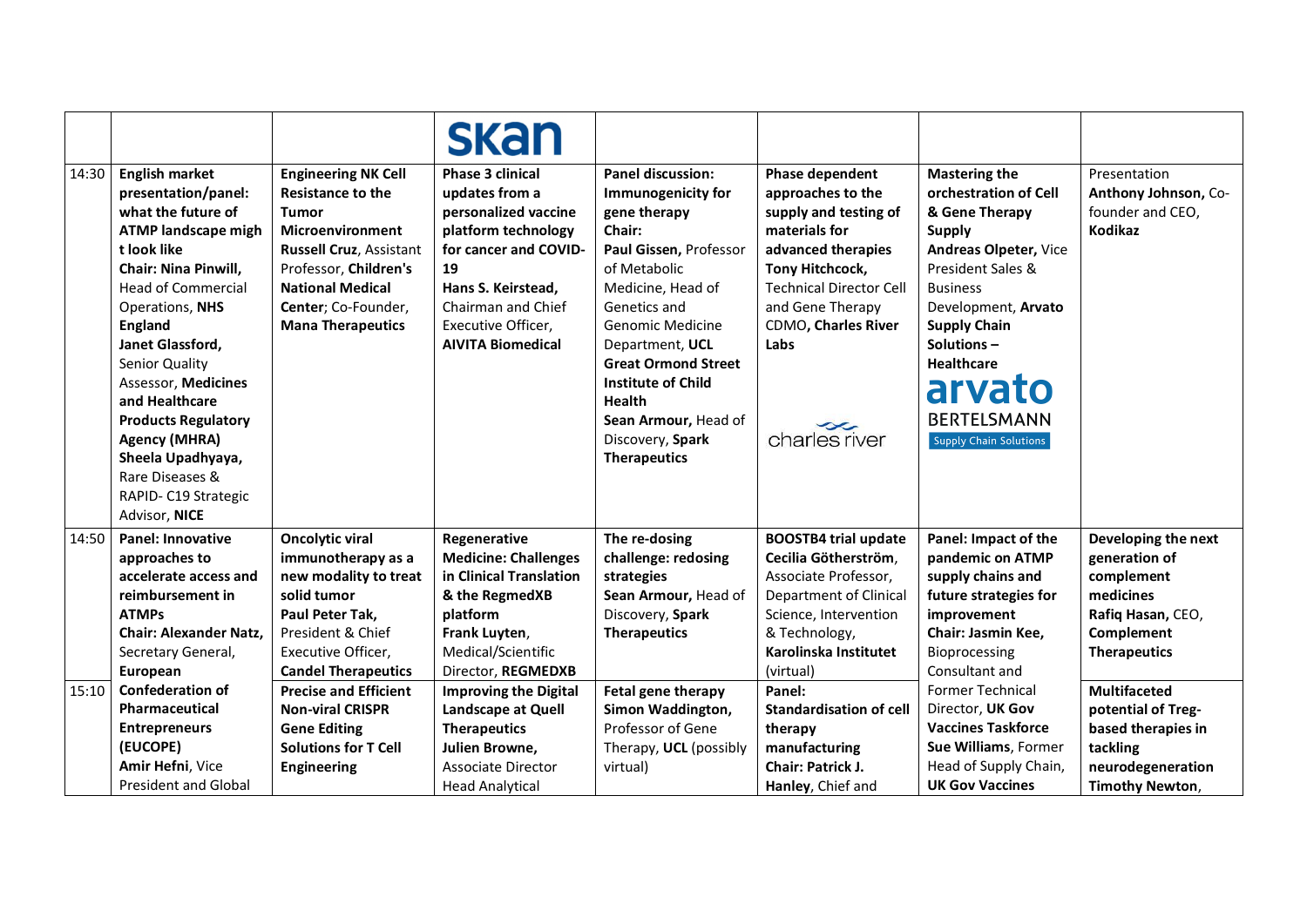| | | | skan | | | | |
|---|---|---|---|---|---|---|---|
| 14:30 | **English market presentation/panel: what the future of ATMP landscape migh t look like**<br>**Chair: Nina Pinwill,** Head of Commercial Operations, **NHS England**<br>**Janet Glassford,** Senior Quality Assessor, **Medicines and Healthcare Products Regulatory Agency (MHRA)**<br>**Sheela Upadhyaya,** Rare Diseases & RAPID- C19 Strategic Advisor, **NICE** | **Engineering NK Cell Resistance to the Tumor Microenvironment**<br>**Russell Cruz**, Assistant Professor, **Children's National Medical Center**; Co-Founder, **Mana Therapeutics** | **Phase 3 clinical updates from a personalized vaccine platform technology for cancer and COVID-19**<br>**Hans S. Keirstead,** Chairman and Chief Executive Officer, **AIVITA Biomedical** | **Panel discussion: Immunogenicity for gene therapy**<br>**Chair:**<br>**Paul Gissen,** Professor of Metabolic Medicine, Head of Genetics and Genomic Medicine Department, **UCL Great Ormond Street Institute of Child Health**<br>**Sean Armour,** Head of Discovery, **Spark Therapeutics** | **Phase dependent approaches to the supply and testing of materials for advanced therapies**<br>**Tony Hitchcock,** Technical Director Cell and Gene Therapy CDMO, **Charles River Labs**<br>charles river | **Mastering the orchestration of Cell & Gene Therapy Supply**<br>**Andreas Olpeter,** Vice President Sales & Business Development, **Arvato Supply Chain Solutions – Healthcare**<br>arvato BERTELSMANN Supply Chain Solutions | Presentation<br>**Anthony Johnson,** Co-founder and CEO, **Kodikaz** |
| 14:50 | **Panel: Innovative approaches to accelerate access and reimbursement in ATMPs**<br>**Chair: Alexander Natz,** Secretary General, **European** | **Oncolytic viral immunotherapy as a new modality to treat solid tumor**<br>**Paul Peter Tak,** President & Chief Executive Officer, **Candel Therapeutics** | **Regenerative Medicine: Challenges in Clinical Translation & the RegmedXB platform**<br>**Frank Luyten**, Medical/Scientific Director, **REGMEDXB** | **The re-dosing challenge: redosing strategies**<br>**Sean Armour,** Head of Discovery, **Spark Therapeutics** | **BOOSTB4 trial update**<br>**Cecilia Götherström,** Associate Professor, Department of Clinical Science, Intervention & Technology, **Karolinska Institutet** (virtual) | **Panel: Impact of the pandemic on ATMP supply chains and future strategies for improvement**<br>**Chair: Jasmin Kee,** Bioprocessing Consultant and Former Technical Director, **UK Gov Vaccines Taskforce**<br>**Sue Williams**, Former Head of Supply Chain, **UK Gov Vaccines** | **Developing the next generation of complement medicines**<br>**Rafiq Hasan,** CEO, **Complement Therapeutics** |
| 15:10 | **Confederation of Pharmaceutical Entrepreneurs (EUCOPE)**<br>**Amir Hefni**, Vice President and Global | **Precise and Efficient Non-viral CRISPR Gene Editing Solutions for T Cell Engineering** | **Improving the Digital Landscape at Quell Therapeutics**<br>**Julien Browne,** Associate Director Head Analytical | **Fetal gene therapy**<br>**Simon Waddington,** Professor of Gene Therapy, **UCL** (possibly virtual) | **Panel: Standardisation of cell therapy manufacturing**<br>**Chair: Patrick J. Hanley**, Chief and | | **Multifaceted potential of Treg-based therapies in tackling neurodegeneration**<br>**Timothy Newton**, |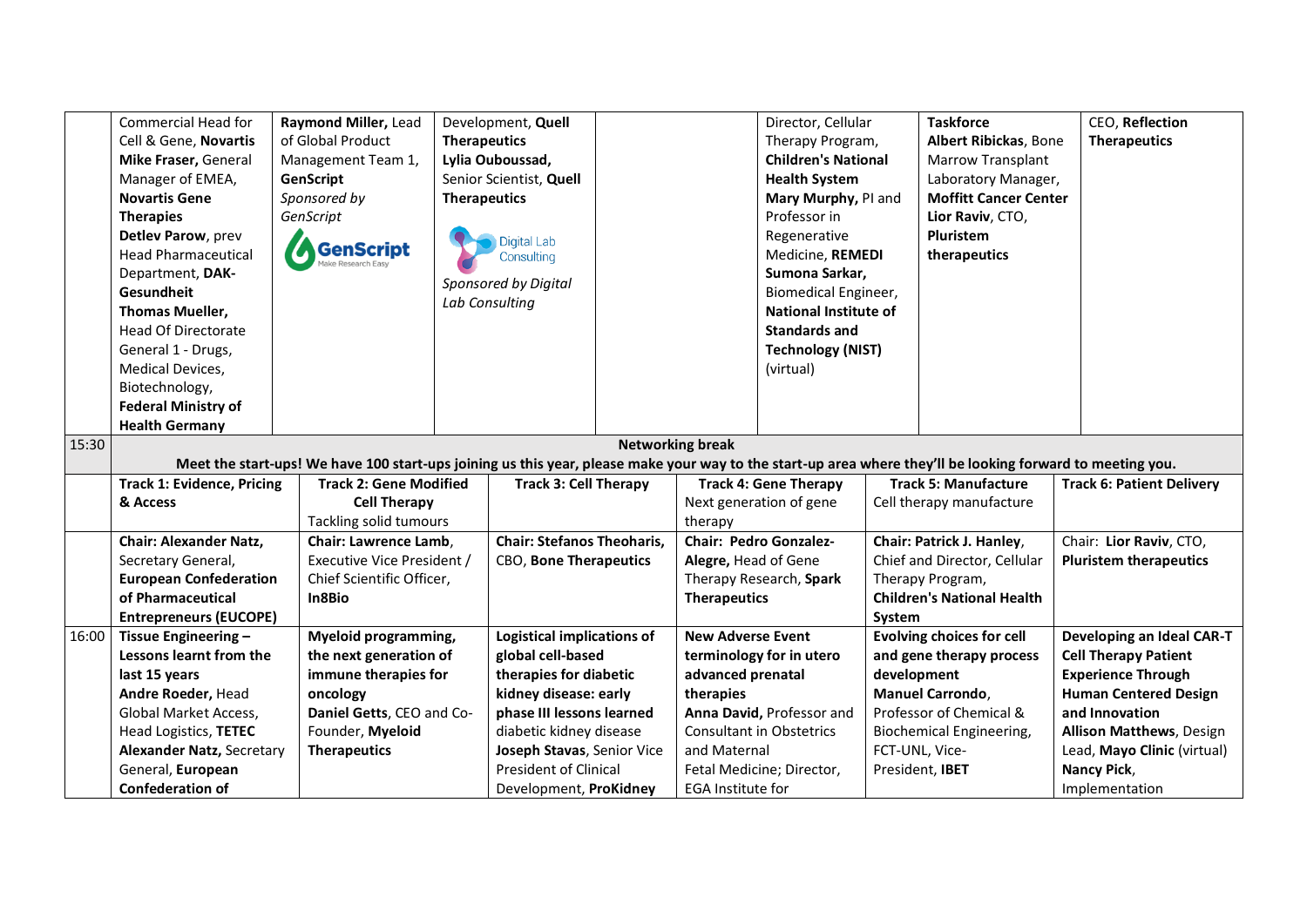|  |  |  |  |  |  |  |  |
|---|---|---|---|---|---|---|---|
|  | Commercial Head for Cell & Gene, **Novartis** **Mike Fraser,** General Manager of EMEA, **Novartis Gene Therapies** **Detlev Parow**, prev Head Pharmaceutical Department, **DAK-Gesundheit** **Thomas Mueller,** Head Of Directorate General 1 - Drugs, Medical Devices, Biotechnology, **Federal Ministry of Health Germany** | **Raymond Miller,** Lead of Global Product Management Team 1, **GenScript** *Sponsored by GenScript* | Development, **Quell Therapeutics** **Lylia Ouboussad,** Senior Scientist, **Quell Therapeutics** *Sponsored by Digital Lab Consulting* |  | Director, Cellular Therapy Program, **Children's National Health System** **Mary Murphy,** PI and Professor in Regenerative Medicine, **REMEDI** **Sumona Sarkar,** Biomedical Engineer, **National Institute of Standards and Technology (NIST)** (virtual) | **Taskforce** **Albert Ribickas**, Bone Marrow Transplant Laboratory Manager, **Moffitt Cancer Center** **Lior Raviv**, CTO, **Pluristem therapeutics** | CEO, **Reflection Therapeutics** |
| 15:30 | **Networking break** **Meet the start-ups! We have 100 start-ups joining us this year, please make your way to the start-up area where they'll be looking forward to meeting you.** |  |  |  |  |  |  |
|  | **Track 1: Evidence, Pricing & Access** | **Track 2: Gene Modified Cell Therapy** Tackling solid tumours | **Track 3: Cell Therapy** | **Track 4: Gene Therapy** Next generation of gene therapy |  | **Track 5: Manufacture** Cell therapy manufacture | **Track 6: Patient Delivery** |
|  | **Chair: Alexander Natz,** Secretary General, **European Confederation of Pharmaceutical Entrepreneurs (EUCOPE)** | **Chair: Lawrence Lamb**, Executive Vice President / Chief Scientific Officer, **In8Bio** | **Chair: Stefanos Theoharis,** CBO, **Bone Therapeutics** | **Chair: Pedro Gonzalez-Alegre,** Head of Gene Therapy Research, **Spark Therapeutics** |  | **Chair: Patrick J. Hanley**, Chief and Director, Cellular Therapy Program, **Children's National Health System** | Chair: **Lior Raviv**, CTO, **Pluristem therapeutics** |
| 16:00 | **Tissue Engineering – Lessons learnt from the last 15 years** **Andre Roeder,** Head Global Market Access, Head Logistics, **TETEC** **Alexander Natz,** Secretary General, **European Confederation of** | **Myeloid programming, the next generation of immune therapies for oncology** **Daniel Getts**, CEO and Co-Founder, **Myeloid Therapeutics** | **Logistical implications of global cell-based therapies for diabetic kidney disease: early phase III lessons learned** diabetic kidney disease **Joseph Stavas**, Senior Vice President of Clinical Development, **ProKidney** | **New Adverse Event terminology for in utero advanced prenatal therapies** **Anna David,** Professor and Consultant in Obstetrics and Maternal Fetal Medicine; Director, EGA Institute for |  | **Evolving choices for cell and gene therapy process development** **Manuel Carrondo**, Professor of Chemical & Biochemical Engineering, FCT-UNL, Vice-President, **IBET** | **Developing an Ideal CAR-T Cell Therapy Patient Experience Through Human Centered Design and Innovation** **Allison Matthews**, Design Lead, **Mayo Clinic** (virtual) **Nancy Pick**, Implementation |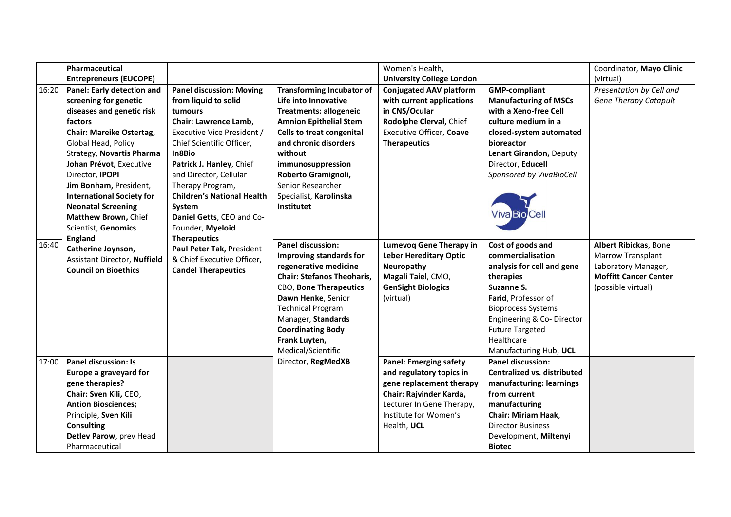| | | | | | | |
|---|---|---|---|---|---|---|
| | **Pharmaceutical Entrepreneurs (EUCOPE)** | | | Women's Health, **University College London** | | Coordinator, **Mayo Clinic** (virtual) |
| 16:20 | **Panel: Early detection and screening for genetic diseases and genetic risk factors** **Chair: Mareike Ostertag,** Global Head, Policy Strategy, **Novartis Pharma** **Johan Prévot,** Executive Director, **IPOPI** **Jim Bonham,** President, **International Society for Neonatal Screening** **Matthew Brown,** Chief Scientist, **Genomics England** **Catherine Joynson,** Assistant Director, **Nuffield Council on Bioethics** | **Panel discussion: Moving from liquid to solid tumours** **Chair: Lawrence Lamb**, Executive Vice President / Chief Scientific Officer, **In8Bio** **Patrick J. Hanley**, Chief and Director, Cellular Therapy Program, **Children's National Health System** **Daniel Getts**, CEO and Co-Founder, **Myeloid Therapeutics** **Paul Peter Tak,** President & Chief Executive Officer, **Candel Therapeutics** | **Transforming Incubator of Life into Innovative Treatments: allogeneic Amnion Epithelial Stem Cells to treat congenital and chronic disorders without immunosuppression** **Roberto Gramignoli,** Senior Researcher Specialist, **Karolinska Institutet** | **Conjugated AAV platform with current applications in CNS/Ocular** **Rodolphe Clerval,** Chief Executive Officer, **Coave Therapeutics** | **GMP-compliant Manufacturing of MSCs with a Xeno-free Cell culture medium in a closed-system automated bioreactor** **Lenart Girandon,** Deputy Director, **Educell** *Sponsored by VivaBioCell* | *Presentation by Cell and Gene Therapy Catapult* |
| 16:40 | | | **Panel discussion: Improving standards for regenerative medicine** **Chair: Stefanos Theoharis,** CBO, **Bone Therapeutics** **Dawn Henke**, Senior Technical Program Manager, **Standards Coordinating Body** **Frank Luyten,** Medical/Scientific Director, **RegMedXB** | **Lumevoq Gene Therapy in Leber Hereditary Optic Neuropathy** **Magali Taiel**, CMO, **GenSight Biologics** (virtual) | **Cost of goods and commercialisation analysis for cell and gene therapies** **Suzanne S. Farid**, Professor of Bioprocess Systems Engineering & Co- Director Future Targeted Healthcare Manufacturing Hub, **UCL** | **Albert Ribickas**, Bone Marrow Transplant Laboratory Manager, **Moffitt Cancer Center** (possible virtual) |
| 17:00 | **Panel discussion: Is Europe a graveyard for gene therapies?** **Chair: Sven Kili,** CEO, **Antion Biosciences;** Principle, **Sven Kili Consulting** **Detlev Parow**, prev Head Pharmaceutical | | | **Panel: Emerging safety and regulatory topics in gene replacement therapy** **Chair: Rajvinder Karda,** Lecturer In Gene Therapy, Institute for Women's Health, **UCL** | **Panel discussion: Centralized vs. distributed manufacturing: learnings from current manufacturing** **Chair: Miriam Haak**, Director Business Development, **Miltenyi Biotec** | |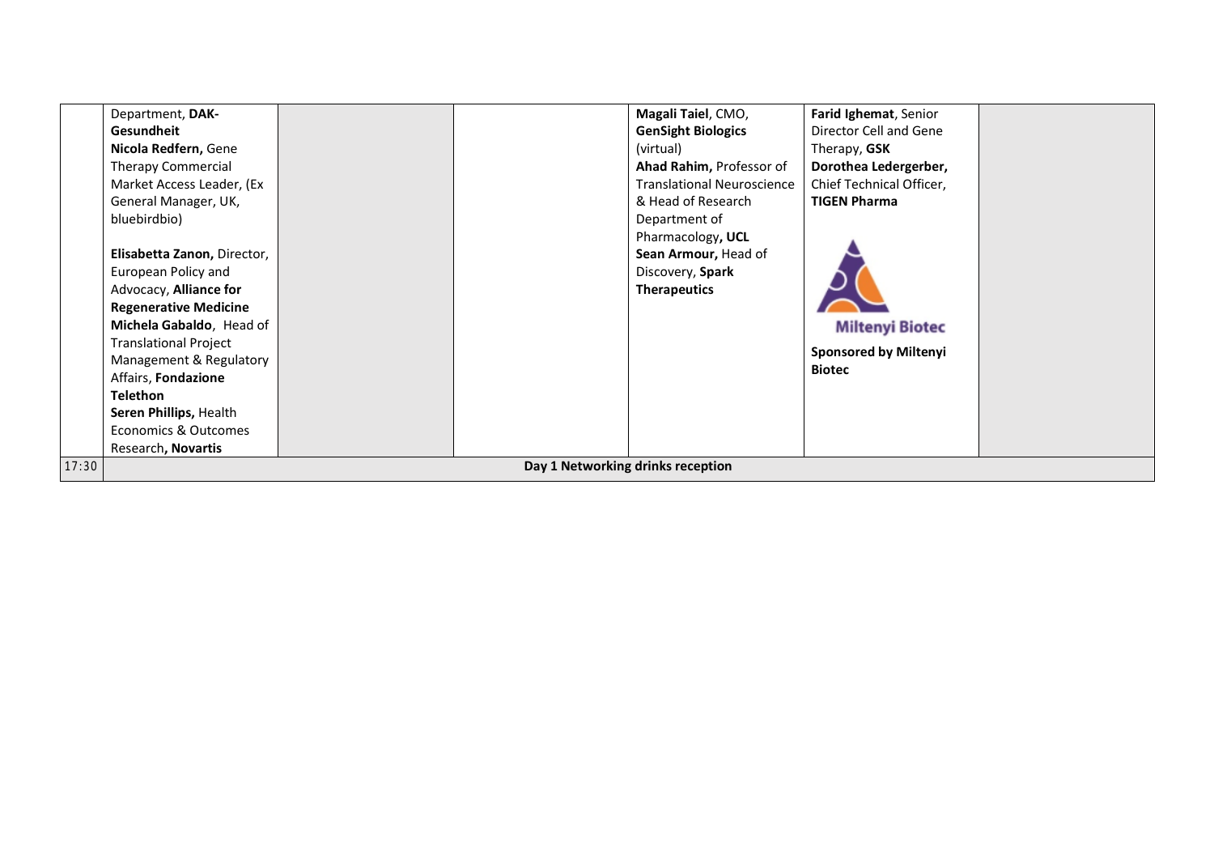| | | | | | | |
|---|---|---|---|---|---|---|
| | Department, **DAK-Gesundheit**<br>**Nicola Redfern,** Gene Therapy Commercial Market Access Leader, (Ex General Manager, UK, bluebirdbio)<br><br>**Elisabetta Zanon,** Director, European Policy and Advocacy, **Alliance for Regenerative Medicine**<br>**Michela Gabaldo**, Head of Translational Project Management & Regulatory Affairs, **Fondazione Telethon**<br>**Seren Phillips,** Health Economics & Outcomes Research**, Novartis** | | | **Magali Taiel**, CMO, **GenSight Biologics** (virtual)<br>**Ahad Rahim,** Professor of Translational Neuroscience & Head of Research Department of Pharmacology**, UCL**<br>**Sean Armour,** Head of Discovery, **Spark Therapeutics** | **Farid Ighemat**, Senior Director Cell and Gene Therapy, **GSK**<br>**Dorothea Ledergerber,** Chief Technical Officer, **TIGEN Pharma**<br><br>Miltenyi Biotec<br><br>**Sponsored by Miltenyi Biotec** | |
| 17:30 | **Day 1 Networking drinks reception** | | | | | |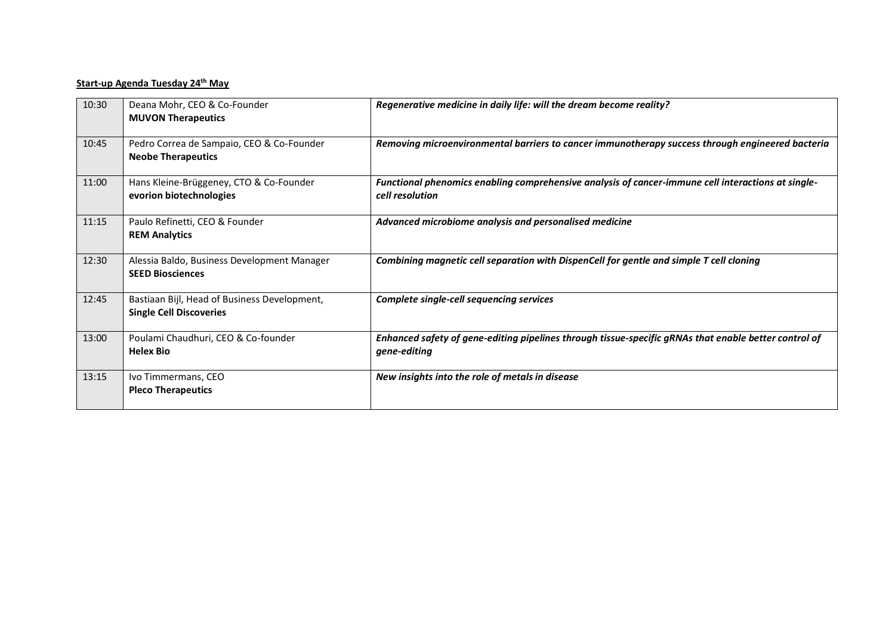**Start-up Agenda Tuesday 24th May**

| | | |
|---|---|---|
| 10:30 | Deana Mohr, CEO & Co-Founder<br>**MUVON Therapeutics** | ***Regenerative medicine in daily life: will the dream become reality?*** |
| 10:45 | Pedro Correa de Sampaio, CEO & Co-Founder<br>**Neobe Therapeutics** | ***Removing microenvironmental barriers to cancer immunotherapy success through engineered bacteria*** |
| 11:00 | Hans Kleine-Brüggeney, CTO & Co-Founder<br>**evorion biotechnologies** | ***Functional phenomics enabling comprehensive analysis of cancer-immune cell interactions at single-cell resolution*** |
| 11:15 | Paulo Refinetti, CEO & Founder<br>**REM Analytics** | ***Advanced microbiome analysis and personalised medicine*** |
| 12:30 | Alessia Baldo, Business Development Manager<br>**SEED Biosciences** | ***Combining magnetic cell separation with DispenCell for gentle and simple T cell cloning*** |
| 12:45 | Bastiaan Bijl, Head of Business Development,<br>**Single Cell Discoveries** | ***Complete single-cell sequencing services*** |
| 13:00 | Poulami Chaudhuri, CEO & Co-founder<br>**Helex Bio** | ***Enhanced safety of gene-editing pipelines through tissue-specific gRNAs that enable better control of gene-editing*** |
| 13:15 | Ivo Timmermans, CEO<br>**Pleco Therapeutics** | ***New insights into the role of metals in disease*** |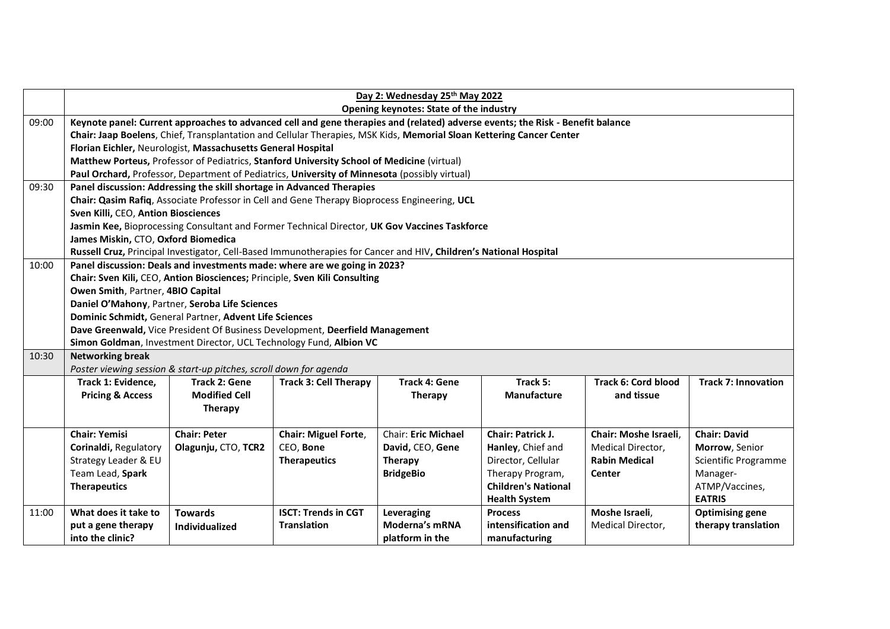| | Day 2: Wednesday 25th May 2022 | | | | | | |
|---|---|---|---|---|---|---|---|
| | **Opening keynotes: State of the industry** | | | | | | |
| 09:00 | **Keynote panel: Current approaches to advanced cell and gene therapies and (related) adverse events; the Risk - Benefit balance**<br>**Chair: Jaap Boelens**, Chief, Transplantation and Cellular Therapies, MSK Kids, **Memorial Sloan Kettering Cancer Center**<br>**Florian Eichler,** Neurologist, **Massachusetts General Hospital**<br>**Matthew Porteus,** Professor of Pediatrics, **Stanford University School of Medicine** (virtual)<br>**Paul Orchard,** Professor, Department of Pediatrics, **University of Minnesota** (possibly virtual) | | | | | | |
| 09:30 | **Panel discussion: Addressing the skill shortage in Advanced Therapies**<br>**Chair: Qasim Rafiq**, Associate Professor in Cell and Gene Therapy Bioprocess Engineering, **UCL**<br>**Sven Killi,** CEO, **Antion Biosciences**<br>**Jasmin Kee,** Bioprocessing Consultant and Former Technical Director, **UK Gov Vaccines Taskforce**<br>**James Miskin,** CTO, **Oxford Biomedica**<br>**Russell Cruz,** Principal Investigator, Cell-Based Immunotherapies for Cancer and HIV**, Children's National Hospital** | | | | | | |
| 10:00 | **Panel discussion: Deals and investments made: where are we going in 2023?**<br>**Chair: Sven Kili,** CEO, **Antion Biosciences;** Principle, **Sven Kili Consulting**<br>**Owen Smith**, Partner, **4BIO Capital**<br>**Daniel O'Mahony**, Partner, **Seroba Life Sciences**<br>**Dominic Schmidt,** General Partner, **Advent Life Sciences**<br>**Dave Greenwald,** Vice President Of Business Development, **Deerfield Management**<br>**Simon Goldman**, Investment Director, UCL Technology Fund, **Albion VC** | | | | | | |
| 10:30 | **Networking break**<br>*Poster viewing session & start-up pitches, scroll down for agenda* | | | | | | |
| | **Track 1: Evidence, Pricing & Access** | **Track 2: Gene Modified Cell Therapy** | **Track 3: Cell Therapy** | **Track 4: Gene Therapy** | **Track 5: Manufacture** | **Track 6: Cord blood and tissue** | **Track 7: Innovation** |
| | **Chair: Yemisi Corinaldi,** Regulatory Strategy Leader & EU Team Lead, **Spark Therapeutics** | **Chair: Peter Olagunju,** CTO, **TCR2** | **Chair: Miguel Forte,** CEO, **Bone Therapeutics** | Chair: **Eric Michael David,** CEO, **Gene Therapy BridgeBio** | **Chair: Patrick J. Hanley**, Chief and Director, Cellular Therapy Program, **Children's National Health System** | **Chair: Moshe Israeli**, Medical Director, **Rabin Medical Center** | **Chair: David Morrow**, Senior Scientific Programme Manager- ATMP/Vaccines, **EATRIS** |
| 11:00 | **What does it take to put a gene therapy into the clinic?** | **Towards Individualized** | **ISCT: Trends in CGT Translation** | **Leveraging Moderna's mRNA platform in the** | **Process intensification and manufacturing** | Moshe Israeli, Medical Director, | **Optimising gene therapy translation** |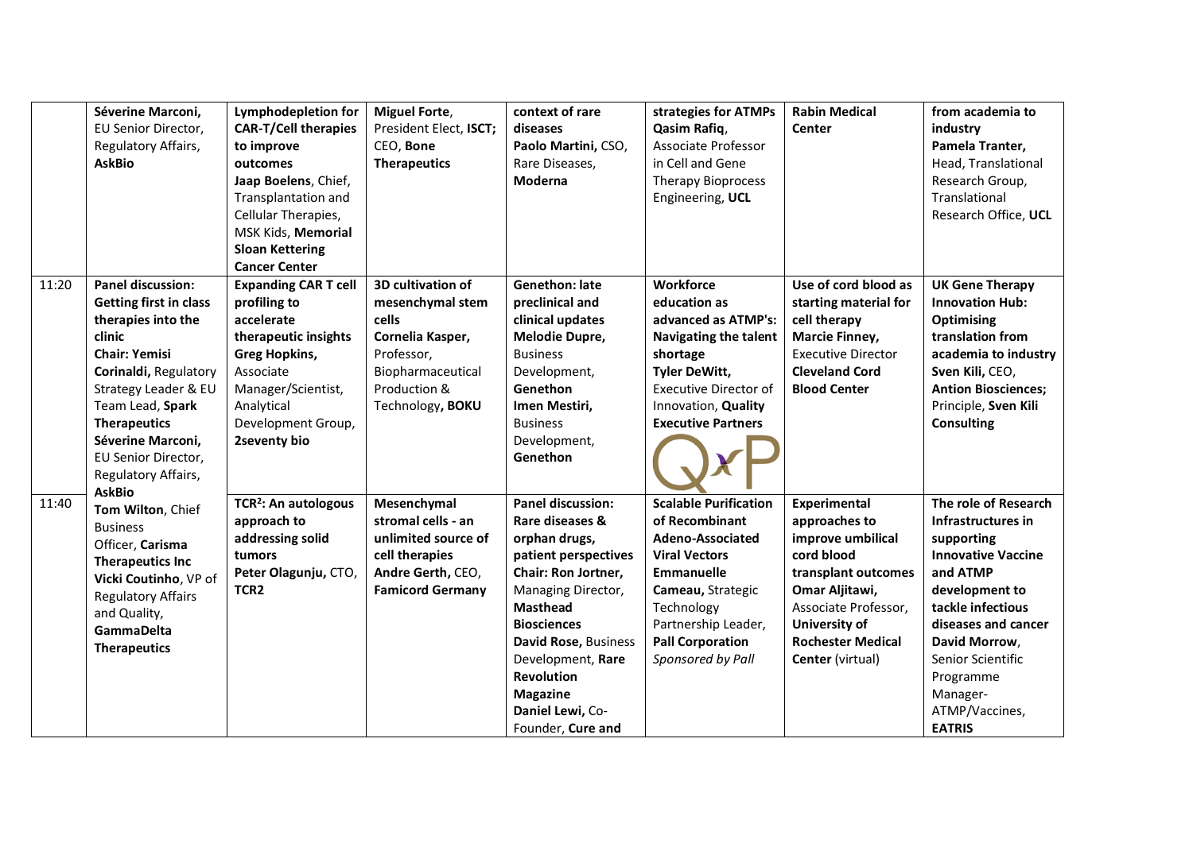| | | | | | | | |
|---|---|---|---|---|---|---|---|
| | **Séverine Marconi**, EU Senior Director, Regulatory Affairs, **AskBio** | **Lymphodepletion for CAR-T/Cell therapies to improve outcomes** Jaap Boelens, Chief, Transplantation and Cellular Therapies, MSK Kids, **Memorial Sloan Kettering Cancer Center** | **Miguel Forte**, President Elect, **ISCT;** CEO, **Bone Therapeutics** | **context of rare diseases** **Paolo Martini,** CSO, Rare Diseases, **Moderna** | **strategies for ATMPs** **Qasim Rafiq**, Associate Professor in Cell and Gene Therapy Bioprocess Engineering, **UCL** | **Rabin Medical Center** | **from academia to industry** **Pamela Tranter,** Head, Translational Research Group, Translational Research Office, **UCL** |
| 11:20 | **Panel discussion: Getting first in class therapies into the clinic** **Chair: Yemisi Corinaldi,** Regulatory Strategy Leader & EU Team Lead, **Spark Therapeutics** **Séverine Marconi,** EU Senior Director, Regulatory Affairs, **AskBio** | **Expanding CAR T cell profiling to accelerate therapeutic insights** **Greg Hopkins,** Associate Manager/Scientist, Analytical Development Group, **2seventy bio** | **3D cultivation of mesenchymal stem cells** **Cornelia Kasper,** Professor, Biopharmaceutical Production & Technology**, BOKU** | **Genethon: late preclinical and clinical updates** **Melodie Dupre,** Business Development, **Genethon** **Imen Mestiri,** Business Development, **Genethon** | **Workforce education as advanced as ATMP's: Navigating the talent shortage** **Tyler DeWitt,** Executive Director of Innovation, **Quality Executive Partners** | **Use of cord blood as starting material for cell therapy** **Marcie Finney,** Executive Director **Cleveland Cord Blood Center** | **UK Gene Therapy Innovation Hub: Optimising translation from academia to industry** **Sven Kili,** CEO, **Antion Biosciences;** Principle, **Sven Kili Consulting** |
| 11:40 | **Tom Wilton**, Chief Business Officer, **Carisma Therapeutics Inc** **Vicki Coutinho**, VP of Regulatory Affairs and Quality, **GammaDelta Therapeutics** | **TCR²: An autologous approach to addressing solid tumors** **Peter Olagunju,** CTO, **TCR2** | **Mesenchymal stromal cells - an unlimited source of cell therapies** **Andre Gerth,** CEO, **Famicord Germany** | **Panel discussion: Rare diseases & orphan drugs, patient perspectives** **Chair: Ron Jortner,** Managing Director, **Masthead Biosciences** **David Rose,** Business Development, **Rare Revolution Magazine** **Daniel Lewi,** Co-Founder, **Cure and** | **Scalable Purification of Recombinant Adeno-Associated Viral Vectors** **Emmanuelle Cameau,** Strategic Technology Partnership Leader, **Pall Corporation** *Sponsored by Pall* | **Experimental approaches to improve umbilical cord blood transplant outcomes** **Omar Aljitawi,** Associate Professor, **University of Rochester Medical Center** (virtual) | **The role of Research Infrastructures in supporting Innovative Vaccine and ATMP development to tackle infectious diseases and cancer** **David Morrow**, Senior Scientific Programme Manager-ATMP/Vaccines, **EATRIS** |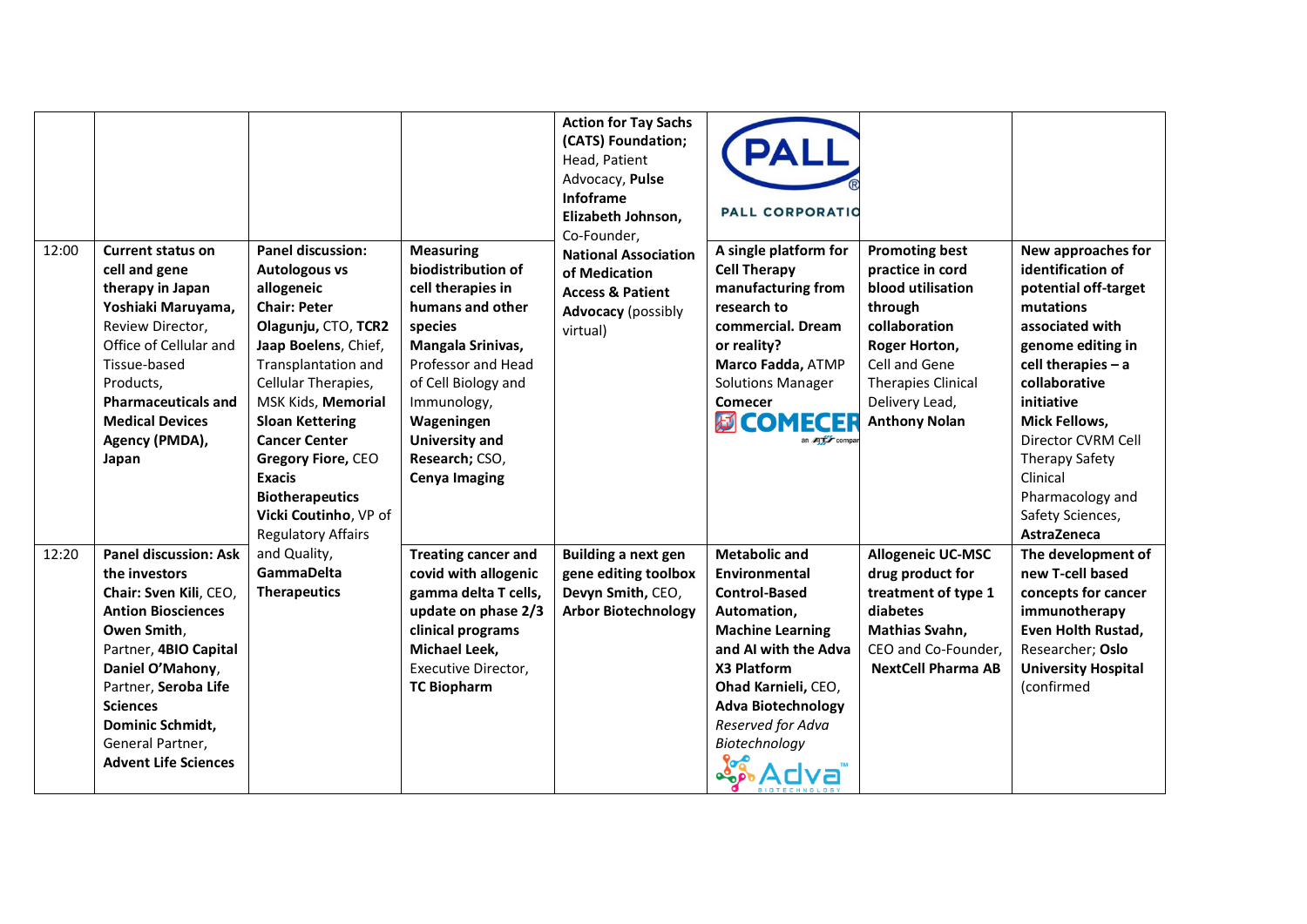| | | | | | | | |
|---|---|---|---|---|---|---|---|
| | | | | **Action for Tay Sachs (CATS) Foundation;** Head, Patient Advocacy, **Pulse Infoframe** **Elizabeth Johnson,** Co-Founder, **National Association of Medication Access & Patient Advocacy** (possibly virtual) | PALL CORPORATION | | |
| 12:00 | **Current status on cell and gene therapy in Japan** **Yoshiaki Maruyama,** Review Director, Office of Cellular and Tissue-based Products, **Pharmaceuticals and Medical Devices Agency (PMDA), Japan** | **Panel discussion: Autologous vs allogeneic** **Chair: Peter Olagunju,** CTO, **TCR2** **Jaap Boelens,** Chief, Transplantation and Cellular Therapies, MSK Kids, **Memorial Sloan Kettering Cancer Center** **Gregory Fiore,** CEO **Exacis Biotherapeutics** **Vicki Coutinho,** VP of Regulatory Affairs and Quality, **GammaDelta Therapeutics** | **Measuring biodistribution of cell therapies in humans and other species** **Mangala Srinivas,** Professor and Head of Cell Biology and Immunology, **Wageningen University and Research;** CSO, **Cenya Imaging** | | **A single platform for Cell Therapy manufacturing from research to commercial. Dream or reality?** **Marco Fadda,** ATMP Solutions Manager **Comecer** COMECER | **Promoting best practice in cord blood utilisation through collaboration** **Roger Horton,** Cell and Gene Therapies Clinical Delivery Lead, **Anthony Nolan** | **New approaches for identification of potential off-target mutations associated with genome editing in cell therapies – a collaborative initiative** **Mick Fellows,** Director CVRM Cell Therapy Safety Clinical Pharmacology and Safety Sciences, **AstraZeneca** |
| 12:20 | **Panel discussion: Ask the investors** **Chair: Sven Kili,** CEO, **Antion Biosciences** **Owen Smith,** Partner, **4BIO Capital** **Daniel O'Mahony,** Partner, **Seroba Life Sciences** **Dominic Schmidt,** General Partner, **Advent Life Sciences** | | **Treating cancer and covid with allogenic gamma delta T cells, update on phase 2/3 clinical programs** **Michael Leek,** Executive Director, **TC Biopharm** | **Building a next gen gene editing toolbox** **Devyn Smith,** CEO, **Arbor Biotechnology** | **Metabolic and Environmental Control-Based Automation, Machine Learning and AI with the Adva X3 Platform** **Ohad Karnieli,** CEO, **Adva Biotechnology** *Reserved for Adva Biotechnology* Adva BIOTECHNOLOGY | **Allogeneic UC-MSC drug product for treatment of type 1 diabetes** **Mathias Svahn,** CEO and Co-Founder, **NextCell Pharma AB** | **The development of new T-cell based concepts for cancer immunotherapy** **Even Holth Rustad,** Researcher; **Oslo University Hospital** (confirmed |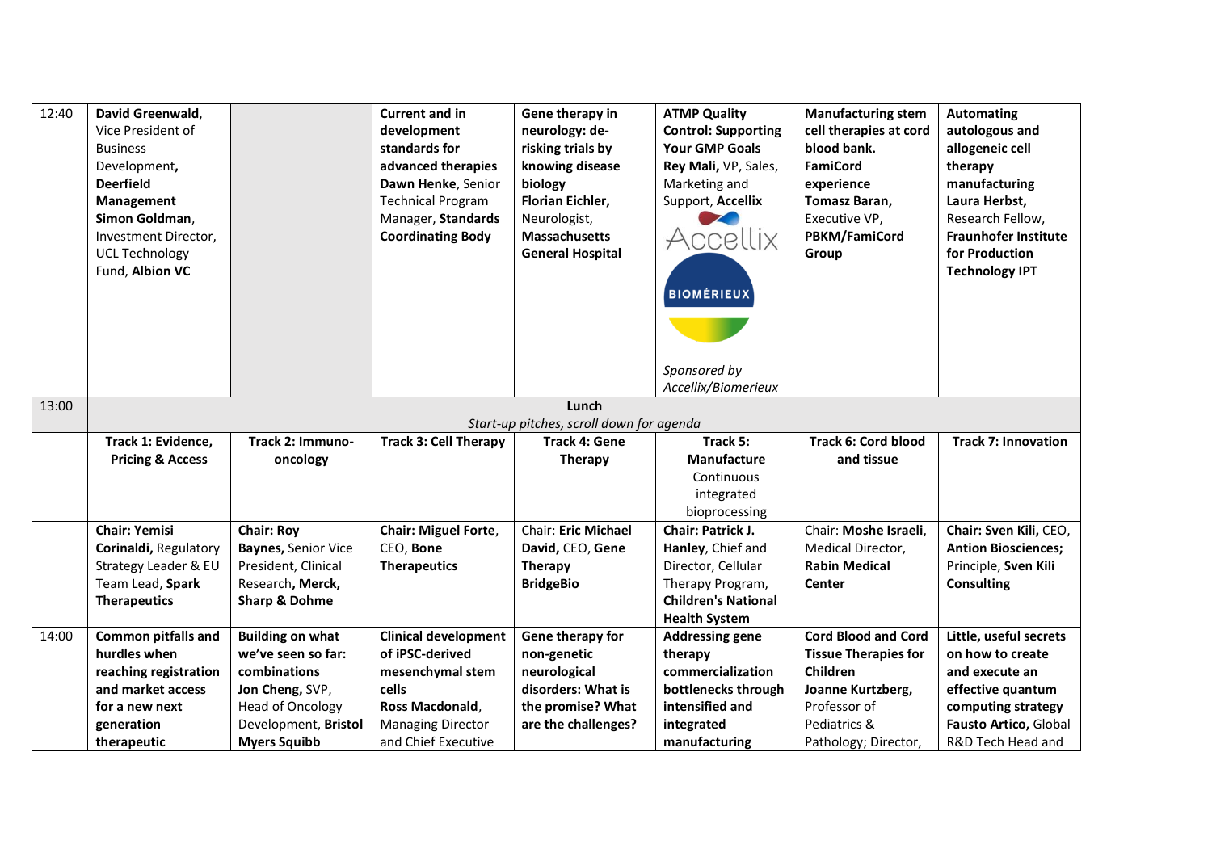| | | | | | | | |
|---|---|---|---|---|---|---|---|
| 12:40 | **David Greenwald**, Vice President of Business Development**, Deerfield Management** **Simon Goldman**, Investment Director, UCL Technology Fund, **Albion VC** | | **Current and in development standards for advanced therapies** **Dawn Henke**, Senior Technical Program Manager, **Standards Coordinating Body** | **Gene therapy in neurology: de-risking trials by knowing disease biology** **Florian Eichler,** Neurologist, **Massachusetts General Hospital** | **ATMP Quality Control: Supporting Your GMP Goals** **Rey Mali**, VP, Sales, Marketing and Support, **Accellix** *Sponsored by Accellix/Biomerieux* | **Manufacturing stem cell therapies at cord blood bank. FamiCord experience** **Tomasz Baran,** Executive VP, **PBKM/FamiCord Group** | **Automating autologous and allogeneic cell therapy manufacturing** **Laura Herbst,** Research Fellow, **Fraunhofer Institute for Production Technology IPT** |
| 13:00 | **Lunch** *Start-up pitches, scroll down for agenda* | | | | | | |
| | **Track 1: Evidence, Pricing & Access** | **Track 2: Immuno-oncology** | **Track 3: Cell Therapy** | **Track 4: Gene Therapy** | **Track 5: Manufacture** Continuous integrated bioprocessing | **Track 6: Cord blood and tissue** | **Track 7: Innovation** |
| | **Chair: Yemisi Corinaldi,** Regulatory Strategy Leader & EU Team Lead, **Spark Therapeutics** | **Chair: Roy Baynes,** Senior Vice President, Clinical Research**, Merck, Sharp & Dohme** | **Chair: Miguel Forte**, CEO, **Bone Therapeutics** | Chair: **Eric Michael David,** CEO, **Gene Therapy BridgeBio** | **Chair: Patrick J. Hanley**, Chief and Director, Cellular Therapy Program, **Children's National Health System** | Chair: **Moshe Israeli**, Medical Director, **Rabin Medical Center** | **Chair: Sven Kili,** CEO, **Antion Biosciences;** Principle, **Sven Kili Consulting** |
| 14:00 | **Common pitfalls and hurdles when reaching registration and market access for a new next generation therapeutic** | **Building on what we've seen so far: combinations** **Jon Cheng,** SVP, Head of Oncology Development, **Bristol Myers Squibb** | **Clinical development of iPSC-derived mesenchymal stem cells** **Ross Macdonald**, Managing Director and Chief Executive | **Gene therapy for non-genetic neurological disorders: What is the promise? What are the challenges?** | **Addressing gene therapy commercialization bottlenecks through intensified and integrated manufacturing** | **Cord Blood and Cord Tissue Therapies for Children** **Joanne Kurtzberg,** Professor of Pediatrics & Pathology; Director, | **Little, useful secrets on how to create and execute an effective quantum computing strategy** **Fausto Artico,** Global R&D Tech Head and |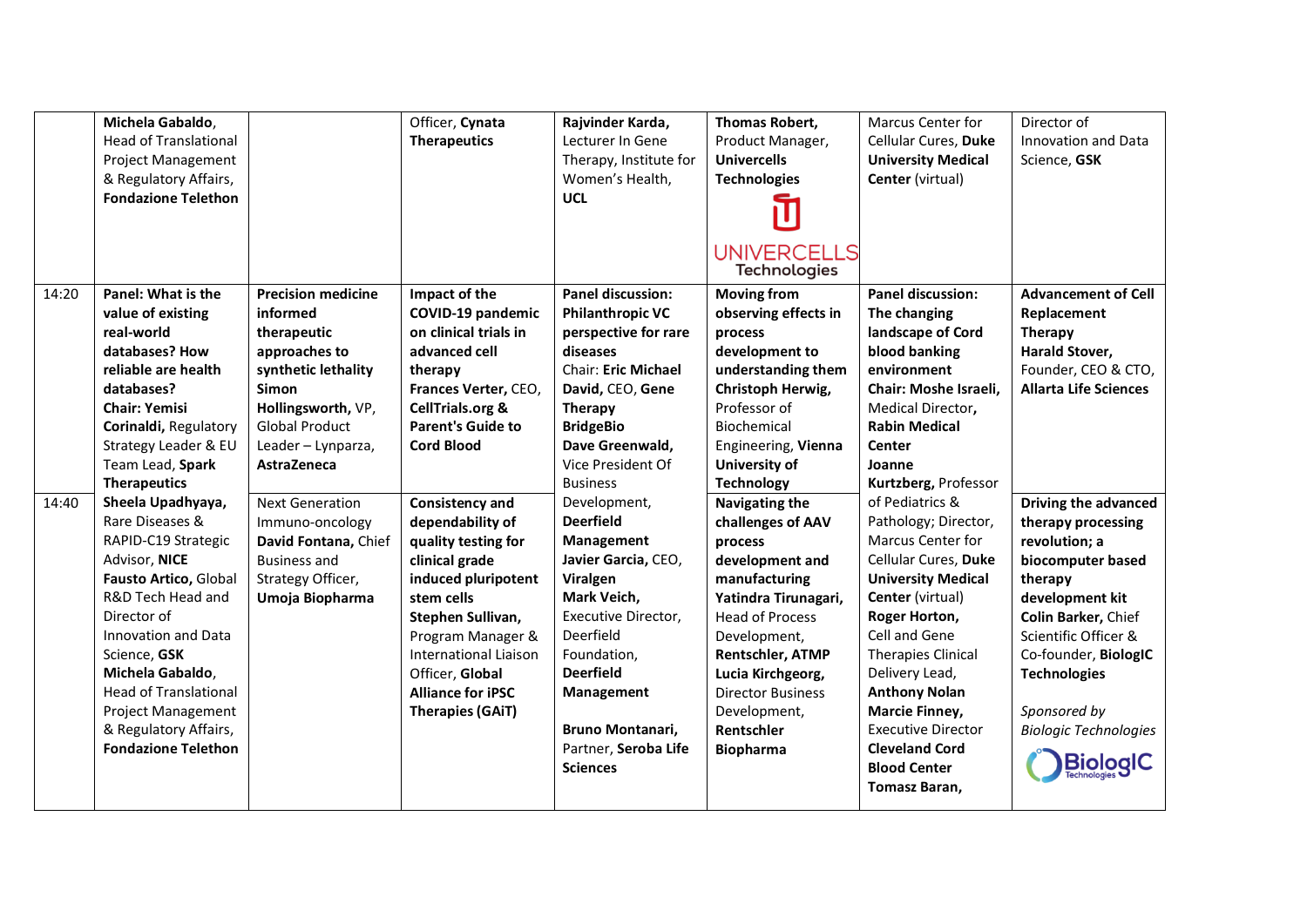| | | | | | | | |
|---|---|---|---|---|---|---|---|
| | Michela Gabaldo, Head of Translational Project Management & Regulatory Affairs, **Fondazione Telethon** | | Officer, **Cynata Therapeutics** | **Rajvinder Karda,** Lecturer In Gene Therapy, Institute for Women's Health, **UCL** | **Thomas Robert,** Product Manager, **Univercells Technologies** | Marcus Center for Cellular Cures, **Duke University Medical Center** (virtual) | Director of Innovation and Data Science, **GSK** |
| 14:20 | **Panel: What is the value of existing real-world databases? How reliable are health databases?** **Chair: Yemisi Corinaldi,** Regulatory Strategy Leader & EU Team Lead, **Spark Therapeutics** | **Precision medicine informed therapeutic approaches to synthetic lethality** **Simon Hollingsworth,** VP, Global Product Leader – Lynparza, **AstraZeneca** | **Impact of the COVID-19 pandemic on clinical trials in advanced cell therapy** **Frances Verter,** CEO, **CellTrials.org & Parent's Guide to Cord Blood** | **Panel discussion: Philanthropic VC perspective for rare diseases** Chair: **Eric Michael David,** CEO, **Gene Therapy BridgeBio** **Dave Greenwald,** Vice President Of Business Development, **Deerfield Management** **Javier Garcia,** CEO, **Viralgen** **Mark Veich,** Executive Director, Deerfield Foundation, **Deerfield Management** **Bruno Montanari,** Partner, **Seroba Life Sciences** | **Moving from observing effects in process development to understanding them** **Christoph Herwig,** Professor of Biochemical Engineering, **Vienna University of Technology** | **Panel discussion: The changing landscape of Cord blood banking environment** **Chair: Moshe Israeli,** Medical Director, **Rabin Medical Center** **Joanne Kurtzberg,** Professor of Pediatrics & Pathology; Director, Marcus Center for Cellular Cures, **Duke University Medical Center** (virtual) **Roger Horton,** Chief Cell and Gene Therapies Clinical Delivery Lead, **Anthony Nolan** **Marcie Finney,** Executive Director **Cleveland Cord Blood Center** **Tomasz Baran,** | **Advancement of Cell Replacement Therapy** **Harald Stover,** Founder, CEO & CTO, **Allarta Life Sciences** |
| 14:40 | **Sheela Upadhyaya,** Rare Diseases & RAPID-C19 Strategic Advisor, **NICE** **Fausto Artico,** Global R&D Tech Head and Director of Innovation and Data Science, **GSK** **Michela Gabaldo,** Head of Translational Project Management & Regulatory Affairs, **Fondazione Telethon** | Next Generation Immuno-oncology **David Fontana,** Chief Business and Strategy Officer, **Umoja Biopharma** | **Consistency and dependability of quality testing for clinical grade induced pluripotent stem cells** **Stephen Sullivan,** Program Manager & International Liaison Officer, **Global Alliance for iPSC Therapies (GAiT)** | | **Navigating the challenges of AAV process development and manufacturing** **Yatindra Tirunagari,** Head of Process Development, **Rentschler, ATMP** **Lucia Kirchgeorg,** Director Business Development, **Rentschler Biopharma** | | **Driving the advanced therapy processing revolution; a biocomputer based therapy development kit** **Colin Barker,** Chief Scientific Officer & Co-founder, **BiologIC Technologies** *Sponsored by Biologic Technologies* |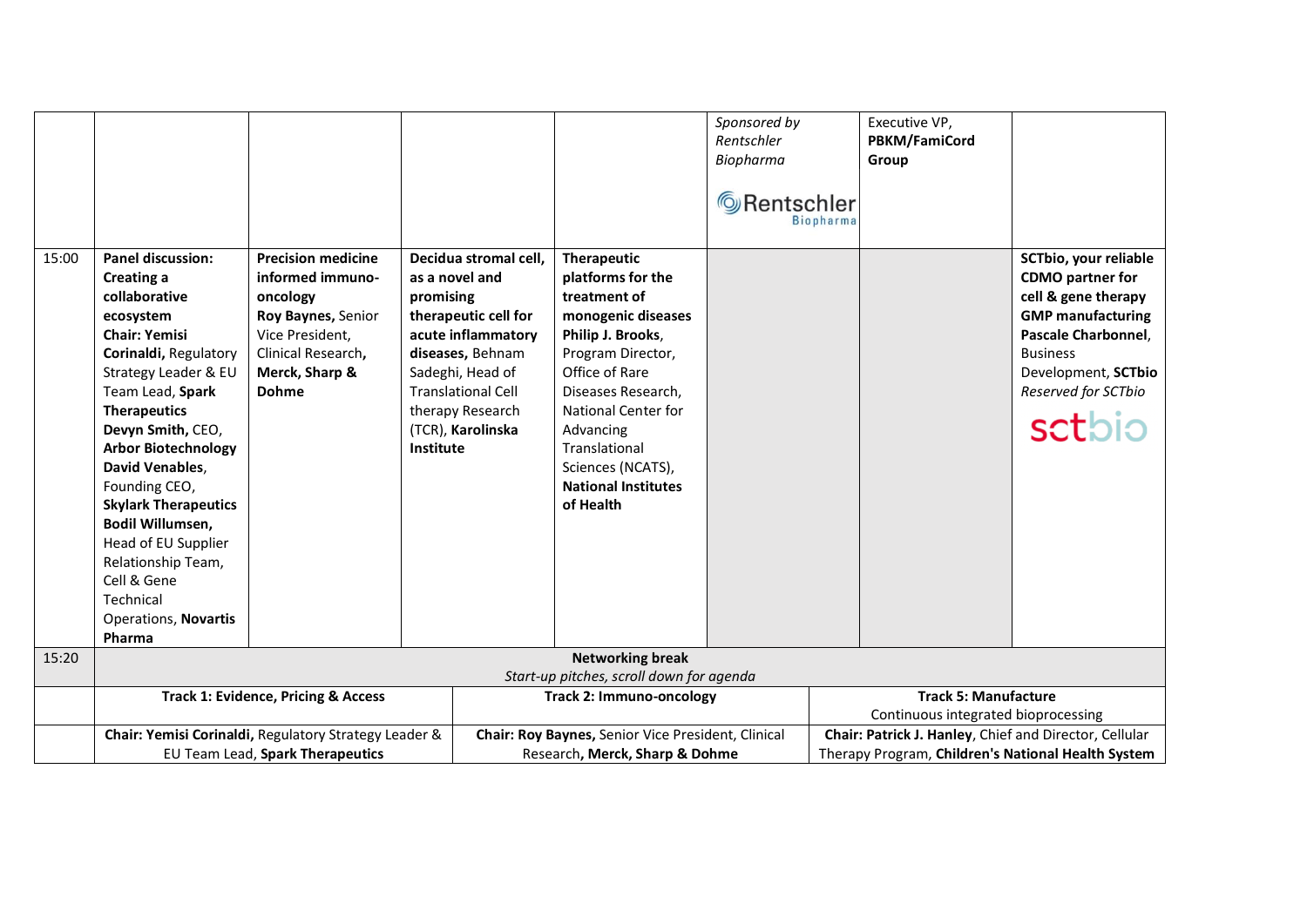| | | | | | | | |
|---|---|---|---|---|---|---|---|
| | | | | | *Sponsored by Rentschler Biopharma* Rentschler Biopharma | Executive VP, **PBKM/FamiCord Group** | |
| 15:00 | **Panel discussion: Creating a collaborative ecosystem** **Chair: Yemisi Corinaldi,** Regulatory Strategy Leader & EU Team Lead, **Spark Therapeutics** **Devyn Smith,** CEO, **Arbor Biotechnology** **David Venables**, Founding CEO, **Skylark Therapeutics** **Bodil Willumsen,** Head of EU Supplier Relationship Team, Cell & Gene Technical Operations, **Novartis Pharma** | **Precision medicine informed immuno-oncology** **Roy Baynes,** Senior Vice President, Clinical Research**, Merck, Sharp & Dohme** | **Decidua stromal cell, as a novel and promising therapeutic cell for acute inflammatory diseases,** Behnam Sadeghi, Head of Translational Cell therapy Research (TCR), **Karolinska Institute** | **Therapeutic platforms for the treatment of monogenic diseases** **Philip J. Brooks**, Program Director, Office of Rare Diseases Research, National Center for Advancing Translational Sciences (NCATS), **National Institutes of Health** | | | **SCTbio, your reliable CDMO partner for cell & gene therapy GMP manufacturing** **Pascale Charbonnel**, Business Development, **SCTbio** *Reserved for SCTbio* sctbio |
| 15:20 | **Networking break** *Start-up pitches, scroll down for agenda* | | | | | | |
| | **Track 1: Evidence, Pricing & Access** | | **Track 2: Immuno-oncology** | | | **Track 5: Manufacture** Continuous integrated bioprocessing | |
| | **Chair: Yemisi Corinaldi,** Regulatory Strategy Leader & EU Team Lead, **Spark Therapeutics** | | **Chair: Roy Baynes,** Senior Vice President, Clinical Research**, Merck, Sharp & Dohme** | | | **Chair: Patrick J. Hanley**, Chief and Director, Cellular Therapy Program, **Children's National Health System** | |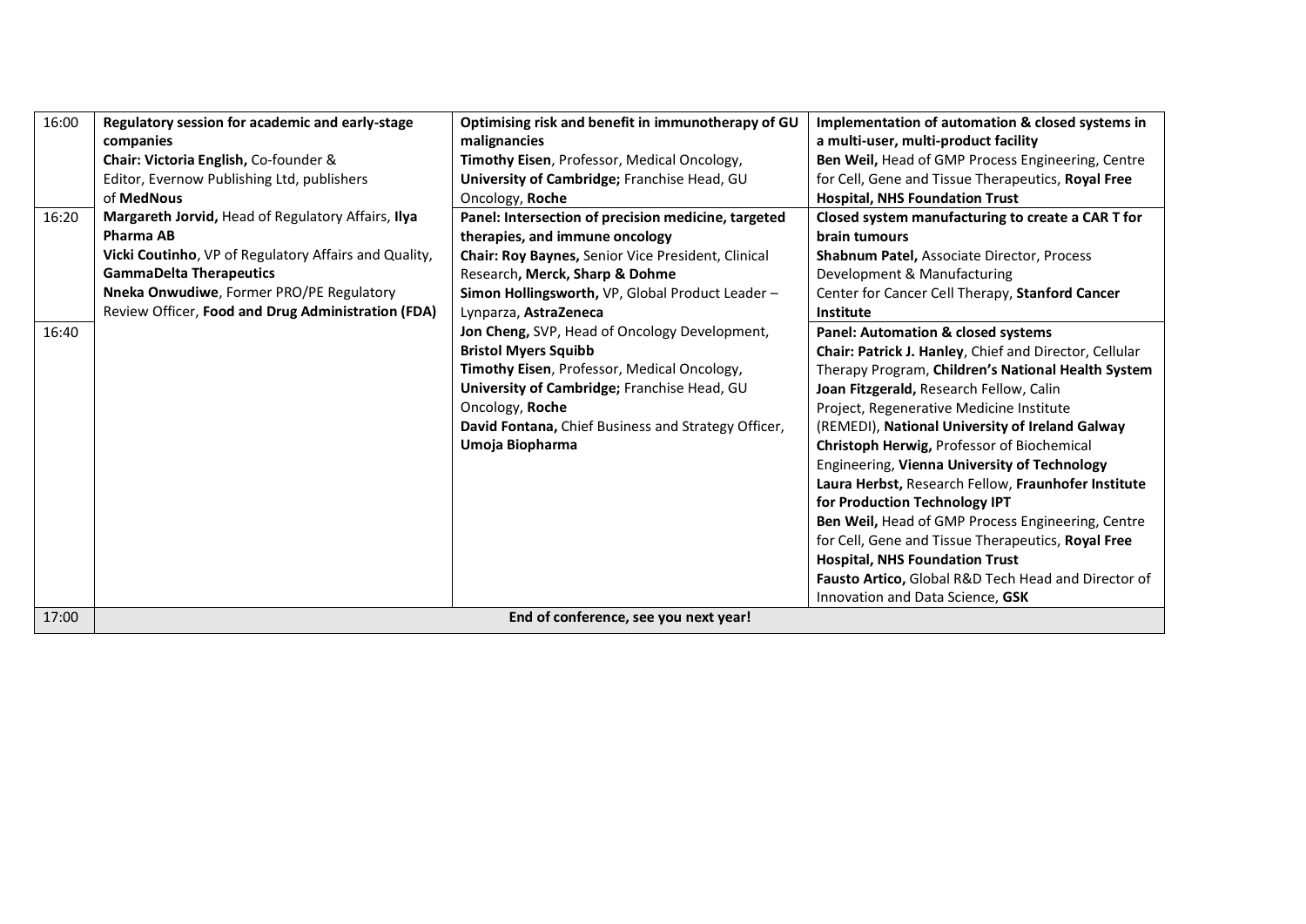| Time | | | |
|---|---|---|---|
| 16:00 | **Regulatory session for academic and early-stage companies**<br>**Chair: Victoria English,** Co-founder & Editor, Evernow Publishing Ltd, publishers of **MedNous** | **Optimising risk and benefit in immunotherapy of GU malignancies**<br>**Timothy Eisen**, Professor, Medical Oncology, **University of Cambridge;** Franchise Head, GU Oncology, **Roche** | **Implementation of automation & closed systems in a multi-user, multi-product facility**<br>**Ben Weil,** Head of GMP Process Engineering, Centre for Cell, Gene and Tissue Therapeutics, **Royal Free Hospital, NHS Foundation Trust** |
| 16:20 | **Margareth Jorvid,** Head of Regulatory Affairs, **Ilya Pharma AB**<br>**Vicki Coutinho**, VP of Regulatory Affairs and Quality, **GammaDelta Therapeutics**<br>**Nneka Onwudiwe**, Former PRO/PE Regulatory Review Officer, **Food and Drug Administration (FDA)** | **Panel: Intersection of precision medicine, targeted therapies, and immune oncology**<br>**Chair: Roy Baynes,** Senior Vice President, Clinical Research**, Merck, Sharp & Dohme**<br>**Simon Hollingsworth,** VP, Global Product Leader – Lynparza, **AstraZeneca**<br>**Jon Cheng,** SVP, Head of Oncology Development, **Bristol Myers Squibb**<br>**Timothy Eisen**, Professor, Medical Oncology, **University of Cambridge;** Franchise Head, GU Oncology, **Roche**<br>**David Fontana,** Chief Business and Strategy Officer, **Umoja Biopharma** | **Closed system manufacturing to create a CAR T for brain tumours**<br>**Shabnum Patel,** Associate Director, Process Development & Manufacturing Center for Cancer Cell Therapy, **Stanford Cancer Institute** |
| 16:40 | | | **Panel: Automation & closed systems**<br>**Chair: Patrick J. Hanley**, Chief and Director, Cellular Therapy Program, **Children's National Health System**<br>**Joan Fitzgerald,** Research Fellow, Calin Project, Regenerative Medicine Institute (REMEDI), **National University of Ireland Galway**<br>**Christoph Herwig,** Professor of Biochemical Engineering, **Vienna University of Technology**<br>**Laura Herbst,** Research Fellow, **Fraunhofer Institute for Production Technology IPT**<br>**Ben Weil,** Head of GMP Process Engineering, Centre for Cell, Gene and Tissue Therapeutics, **Royal Free Hospital, NHS Foundation Trust**<br>**Fausto Artico,** Global R&D Tech Head and Director of Innovation and Data Science, **GSK** |
| 17:00 | **End of conference, see you next year!** | | |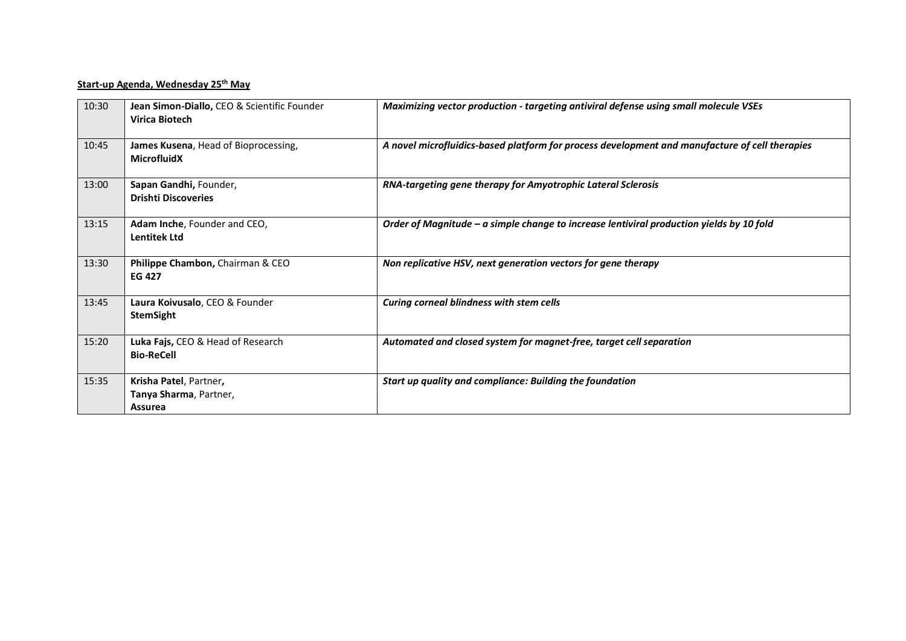**Start-up Agenda, Wednesday 25th May**

| | | |
|---|---|---|
| 10:30 | **Jean Simon-Diallo,** CEO & Scientific Founder<br>**Virica Biotech** | ***Maximizing vector production - targeting antiviral defense using small molecule VSEs*** |
| 10:45 | **James Kusena**, Head of Bioprocessing,<br>**MicrofluidX** | ***A novel microfluidics-based platform for process development and manufacture of cell therapies*** |
| 13:00 | **Sapan Gandhi,** Founder,<br>**Drishti Discoveries** | ***RNA-targeting gene therapy for Amyotrophic Lateral Sclerosis*** |
| 13:15 | **Adam Inche**, Founder and CEO,<br>**Lentitek Ltd** | ***Order of Magnitude – a simple change to increase lentiviral production yields by 10 fold*** |
| 13:30 | **Philippe Chambon,** Chairman & CEO<br>**EG 427** | ***Non replicative HSV, next generation vectors for gene therapy*** |
| 13:45 | **Laura Koivusalo**, CEO & Founder<br>**StemSight** | ***Curing corneal blindness with stem cells*** |
| 15:20 | **Luka Fajs,** CEO & Head of Research<br>**Bio-ReCell** | ***Automated and closed system for magnet-free, target cell separation*** |
| 15:35 | **Krisha Patel**, Partner**,**<br>**Tanya Sharma**, Partner,<br>**Assurea** | ***Start up quality and compliance: Building the foundation*** |